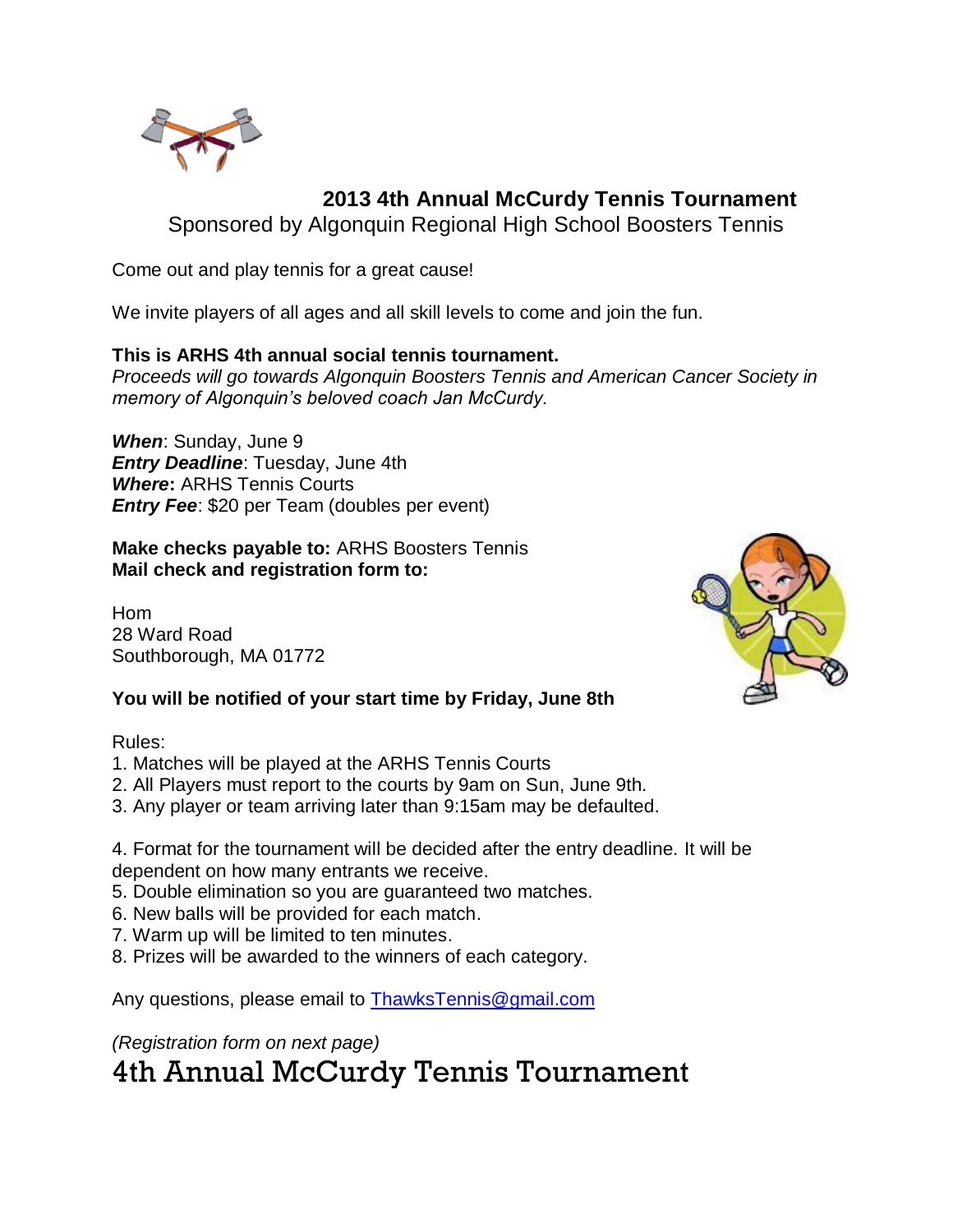## 2013 4th Annual McCurdy Tennis Tournament

Sponsored by Algonquin Regional High School Boosters Tennis

Come out and play tennis for a great cause!

We invite players of all ages and all skill levels to come and join the fun.

**This is ARHS 4th annual social tennis tournament.**
*Proceeds will go towards Algonquin Boosters Tennis and American Cancer Society in memory of Algonquin's beloved coach Jan McCurdy.*

***When***: Sunday, June 9
***Entry Deadline***: Tuesday, June 4th
***Where*:** ARHS Tennis Courts
***Entry Fee***: $20 per Team (doubles per event)

**Make checks payable to:** ARHS Boosters Tennis
**Mail check and registration form to:**

Hom
28 Ward Road
Southborough, MA 01772

**You will be notified of your start time by Friday, June 8th**

Rules:

1. Matches will be played at the ARHS Tennis Courts
2. All Players must report to the courts by 9am on Sun, June 9th.
3. Any player or team arriving later than 9:15am may be defaulted.
4. Format for the tournament will be decided after the entry deadline. It will be dependent on how many entrants we receive.
5. Double elimination so you are guaranteed two matches.
6. New balls will be provided for each match.
7. Warm up will be limited to ten minutes.
8. Prizes will be awarded to the winners of each category.

Any questions, please email to ThawksTennis@gmail.com

*(Registration form on next page)*

# 4th Annual McCurdy Tennis Tournament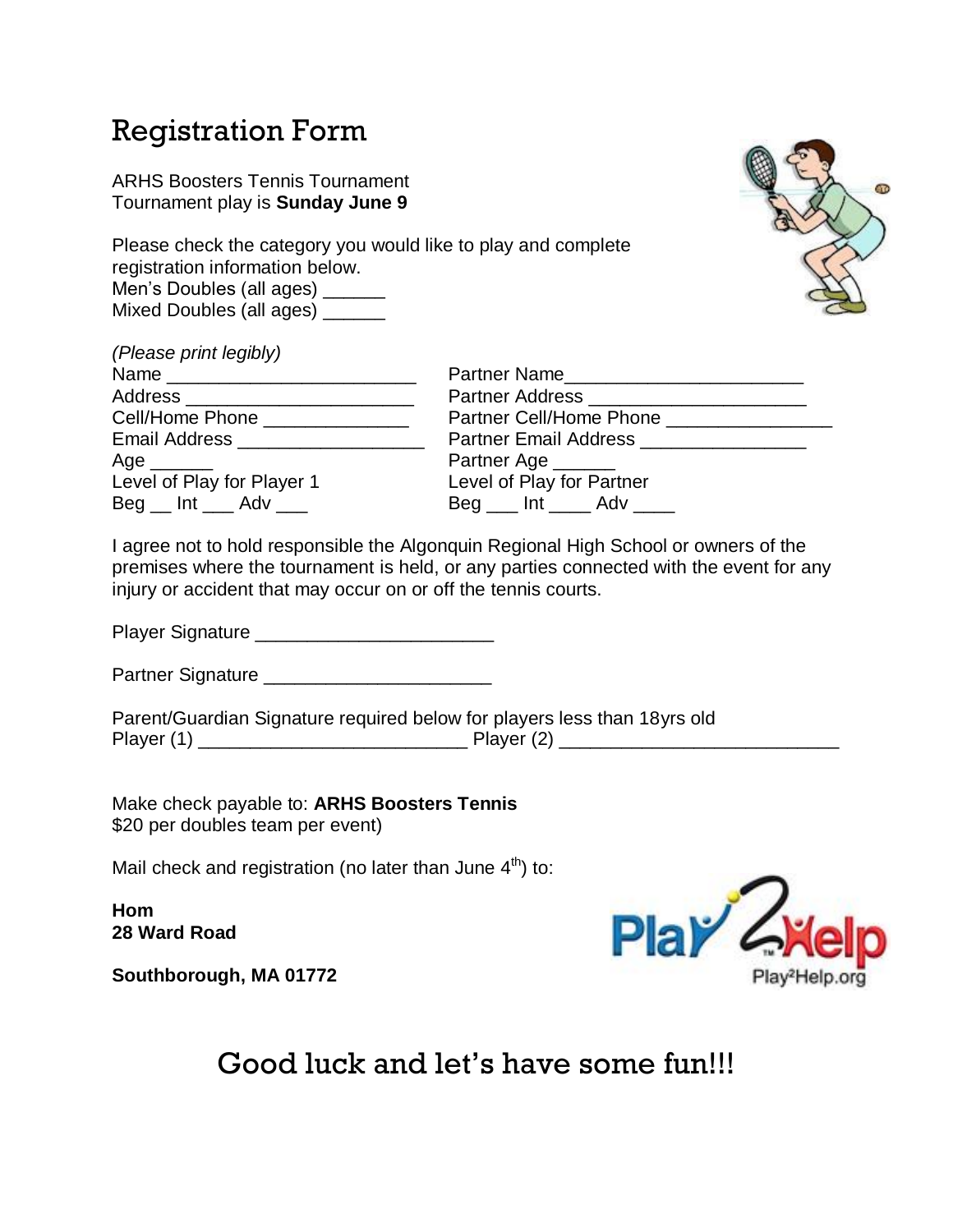# Registration Form

ARHS Boosters Tennis Tournament
Tournament play is **Sunday June 9**

Please check the category you would like to play and complete registration information below.
Men's Doubles (all ages) ______
Mixed Doubles (all ages) ______

*(Please print legibly)*

Name ________________________
Address ______________________
Cell/Home Phone ______________
Email Address _________________
Age ______
Level of Play for Player 1
Beg __ Int ___ Adv ___

Partner Name______________________
Partner Address _____________________
Partner Cell/Home Phone ________________
Partner Email Address ________________
Partner Age ______
Level of Play for Partner
Beg ___ Int ____ Adv ____

I agree not to hold responsible the Algonquin Regional High School or owners of the premises where the tournament is held, or any parties connected with the event for any injury or accident that may occur on or off the tennis courts.

Player Signature ______________________

Partner Signature _____________________

Parent/Guardian Signature required below for players less than 18yrs old
Player (1) _________________________ Player (2) ___________________________

Make check payable to: **ARHS Boosters Tennis**
$20 per doubles team per event)

Mail check and registration (no later than June 4th) to:

**Hom**
**28 Ward Road**

**Southborough, MA 01772**

Play2Help
Play²Help.org

# Good luck and let's have some fun!!!